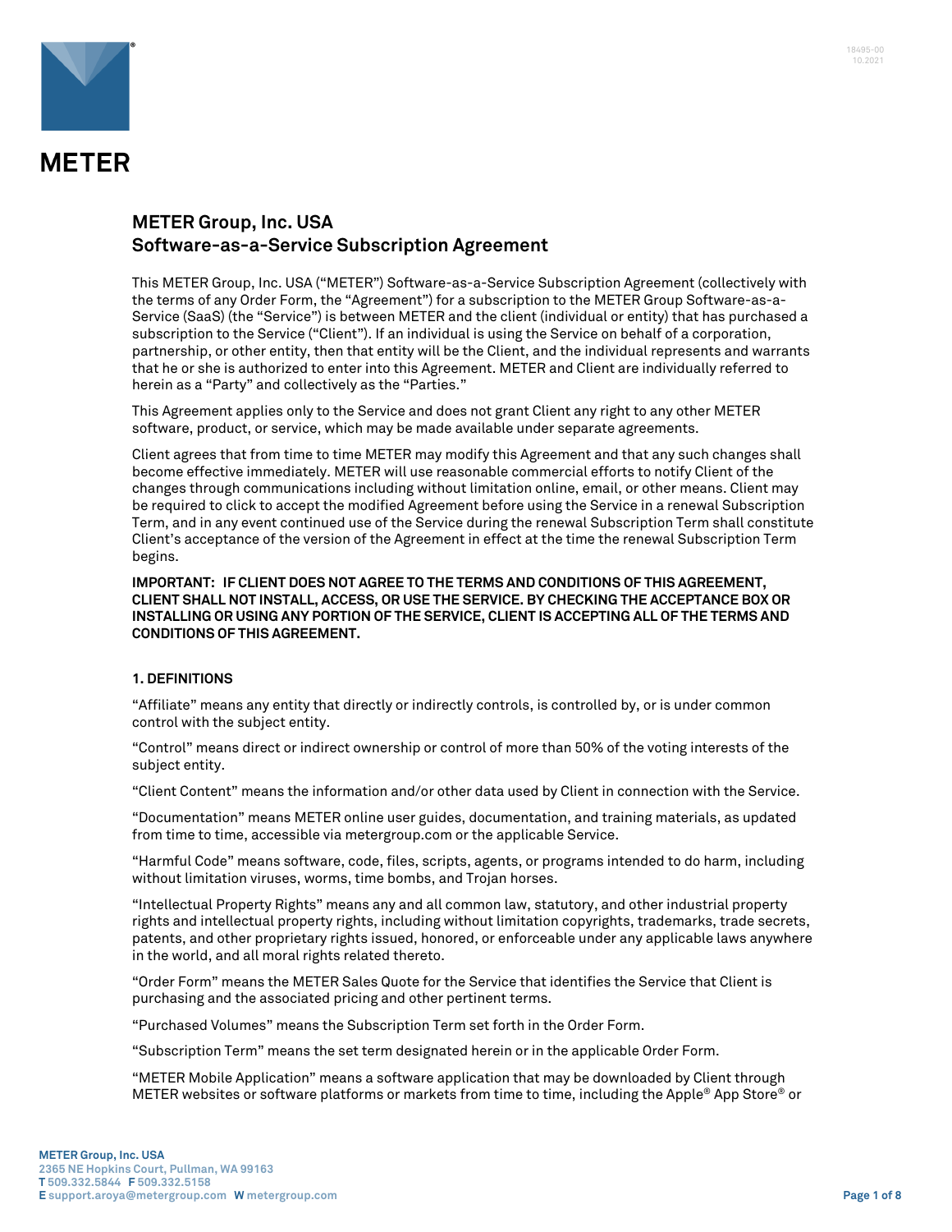# METER

## METER Group, Inc. USA
## Software-as-a-Service Subscription Agreement

This METER Group, Inc. USA ("METER") Software-as-a-Service Subscription Agreement (collectively with the terms of any Order Form, the "Agreement") for a subscription to the METER Group Software-as-a-Service (SaaS) (the "Service") is between METER and the client (individual or entity) that has purchased a subscription to the Service ("Client"). If an individual is using the Service on behalf of a corporation, partnership, or other entity, then that entity will be the Client, and the individual represents and warrants that he or she is authorized to enter into this Agreement. METER and Client are individually referred to herein as a "Party" and collectively as the "Parties."

This Agreement applies only to the Service and does not grant Client any right to any other METER software, product, or service, which may be made available under separate agreements.

Client agrees that from time to time METER may modify this Agreement and that any such changes shall become effective immediately. METER will use reasonable commercial efforts to notify Client of the changes through communications including without limitation online, email, or other means. Client may be required to click to accept the modified Agreement before using the Service in a renewal Subscription Term, and in any event continued use of the Service during the renewal Subscription Term shall constitute Client's acceptance of the version of the Agreement in effect at the time the renewal Subscription Term begins.

**IMPORTANT: IF CLIENT DOES NOT AGREE TO THE TERMS AND CONDITIONS OF THIS AGREEMENT, CLIENT SHALL NOT INSTALL, ACCESS, OR USE THE SERVICE. BY CHECKING THE ACCEPTANCE BOX OR INSTALLING OR USING ANY PORTION OF THE SERVICE, CLIENT IS ACCEPTING ALL OF THE TERMS AND CONDITIONS OF THIS AGREEMENT.**

### 1. DEFINITIONS

"Affiliate" means any entity that directly or indirectly controls, is controlled by, or is under common control with the subject entity.

"Control" means direct or indirect ownership or control of more than 50% of the voting interests of the subject entity.

"Client Content" means the information and/or other data used by Client in connection with the Service.

"Documentation" means METER online user guides, documentation, and training materials, as updated from time to time, accessible via metergroup.com or the applicable Service.

"Harmful Code" means software, code, files, scripts, agents, or programs intended to do harm, including without limitation viruses, worms, time bombs, and Trojan horses.

"Intellectual Property Rights" means any and all common law, statutory, and other industrial property rights and intellectual property rights, including without limitation copyrights, trademarks, trade secrets, patents, and other proprietary rights issued, honored, or enforceable under any applicable laws anywhere in the world, and all moral rights related thereto.

"Order Form" means the METER Sales Quote for the Service that identifies the Service that Client is purchasing and the associated pricing and other pertinent terms.

"Purchased Volumes" means the Subscription Term set forth in the Order Form.

"Subscription Term" means the set term designated herein or in the applicable Order Form.

"METER Mobile Application" means a software application that may be downloaded by Client through METER websites or software platforms or markets from time to time, including the Apple® App Store® or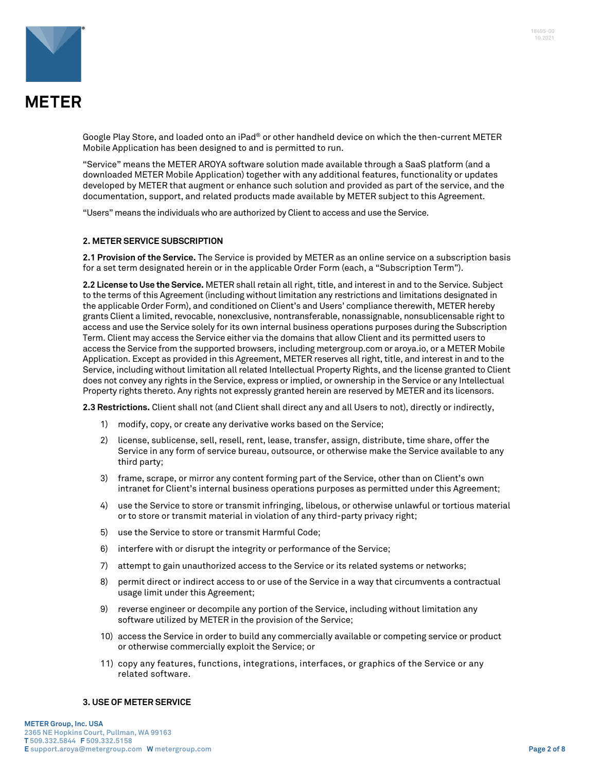Google Play Store, and loaded onto an iPad® or other handheld device on which the then-current METER Mobile Application has been designed to and is permitted to run.

"Service" means the METER AROYA software solution made available through a SaaS platform (and a downloaded METER Mobile Application) together with any additional features, functionality or updates developed by METER that augment or enhance such solution and provided as part of the service, and the documentation, support, and related products made available by METER subject to this Agreement.

"Users" means the individuals who are authorized by Client to access and use the Service.

## 2. METER SERVICE SUBSCRIPTION

**2.1 Provision of the Service.** The Service is provided by METER as an online service on a subscription basis for a set term designated herein or in the applicable Order Form (each, a "Subscription Term").

**2.2 License to Use the Service.** METER shall retain all right, title, and interest in and to the Service. Subject to the terms of this Agreement (including without limitation any restrictions and limitations designated in the applicable Order Form), and conditioned on Client's and Users' compliance therewith, METER hereby grants Client a limited, revocable, nonexclusive, nontransferable, nonassignable, nonsublicensable right to access and use the Service solely for its own internal business operations purposes during the Subscription Term. Client may access the Service either via the domains that allow Client and its permitted users to access the Service from the supported browsers, including metergroup.com or aroya.io, or a METER Mobile Application. Except as provided in this Agreement, METER reserves all right, title, and interest in and to the Service, including without limitation all related Intellectual Property Rights, and the license granted to Client does not convey any rights in the Service, express or implied, or ownership in the Service or any Intellectual Property rights thereto. Any rights not expressly granted herein are reserved by METER and its licensors.

**2.3 Restrictions.** Client shall not (and Client shall direct any and all Users to not), directly or indirectly,

1) modify, copy, or create any derivative works based on the Service;
2) license, sublicense, sell, resell, rent, lease, transfer, assign, distribute, time share, offer the Service in any form of service bureau, outsource, or otherwise make the Service available to any third party;
3) frame, scrape, or mirror any content forming part of the Service, other than on Client's own intranet for Client's internal business operations purposes as permitted under this Agreement;
4) use the Service to store or transmit infringing, libelous, or otherwise unlawful or tortious material or to store or transmit material in violation of any third-party privacy right;
5) use the Service to store or transmit Harmful Code;
6) interfere with or disrupt the integrity or performance of the Service;
7) attempt to gain unauthorized access to the Service or its related systems or networks;
8) permit direct or indirect access to or use of the Service in a way that circumvents a contractual usage limit under this Agreement;
9) reverse engineer or decompile any portion of the Service, including without limitation any software utilized by METER in the provision of the Service;
10) access the Service in order to build any commercially available or competing service or product or otherwise commercially exploit the Service; or
11) copy any features, functions, integrations, interfaces, or graphics of the Service or any related software.

## 3. USE OF METER SERVICE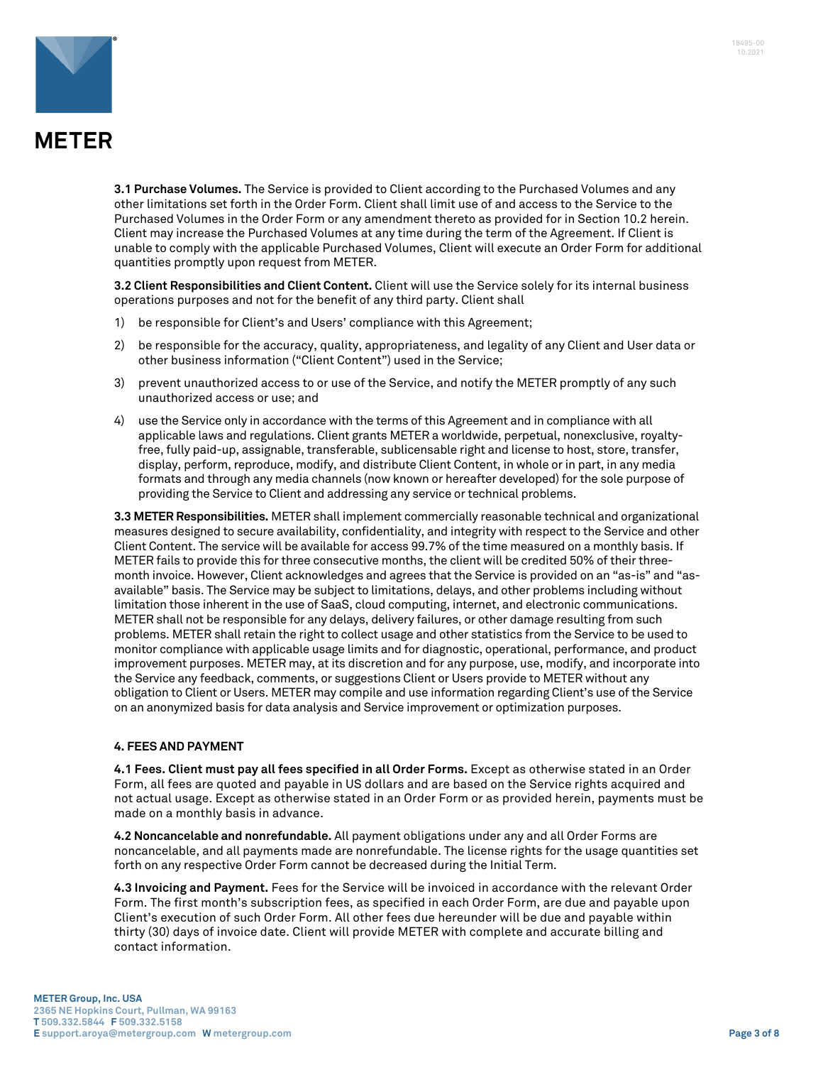**3.1 Purchase Volumes.** The Service is provided to Client according to the Purchased Volumes and any other limitations set forth in the Order Form. Client shall limit use of and access to the Service to the Purchased Volumes in the Order Form or any amendment thereto as provided for in Section 10.2 herein. Client may increase the Purchased Volumes at any time during the term of the Agreement. If Client is unable to comply with the applicable Purchased Volumes, Client will execute an Order Form for additional quantities promptly upon request from METER.

**3.2 Client Responsibilities and Client Content.** Client will use the Service solely for its internal business operations purposes and not for the benefit of any third party. Client shall

1) be responsible for Client's and Users' compliance with this Agreement;
2) be responsible for the accuracy, quality, appropriateness, and legality of any Client and User data or other business information ("Client Content") used in the Service;
3) prevent unauthorized access to or use of the Service, and notify the METER promptly of any such unauthorized access or use; and
4) use the Service only in accordance with the terms of this Agreement and in compliance with all applicable laws and regulations. Client grants METER a worldwide, perpetual, nonexclusive, royalty-free, fully paid-up, assignable, transferable, sublicensable right and license to host, store, transfer, display, perform, reproduce, modify, and distribute Client Content, in whole or in part, in any media formats and through any media channels (now known or hereafter developed) for the sole purpose of providing the Service to Client and addressing any service or technical problems.

**3.3 METER Responsibilities.** METER shall implement commercially reasonable technical and organizational measures designed to secure availability, confidentiality, and integrity with respect to the Service and other Client Content. The service will be available for access 99.7% of the time measured on a monthly basis. If METER fails to provide this for three consecutive months, the client will be credited 50% of their three-month invoice. However, Client acknowledges and agrees that the Service is provided on an "as-is" and "as-available" basis. The Service may be subject to limitations, delays, and other problems including without limitation those inherent in the use of SaaS, cloud computing, internet, and electronic communications. METER shall not be responsible for any delays, delivery failures, or other damage resulting from such problems. METER shall retain the right to collect usage and other statistics from the Service to be used to monitor compliance with applicable usage limits and for diagnostic, operational, performance, and product improvement purposes. METER may, at its discretion and for any purpose, use, modify, and incorporate into the Service any feedback, comments, or suggestions Client or Users provide to METER without any obligation to Client or Users. METER may compile and use information regarding Client's use of the Service on an anonymized basis for data analysis and Service improvement or optimization purposes.

## 4. FEES AND PAYMENT

**4.1 Fees. Client must pay all fees specified in all Order Forms.** Except as otherwise stated in an Order Form, all fees are quoted and payable in US dollars and are based on the Service rights acquired and not actual usage. Except as otherwise stated in an Order Form or as provided herein, payments must be made on a monthly basis in advance.

**4.2 Noncancelable and nonrefundable.** All payment obligations under any and all Order Forms are noncancelable, and all payments made are nonrefundable. The license rights for the usage quantities set forth on any respective Order Form cannot be decreased during the Initial Term.

**4.3 Invoicing and Payment.** Fees for the Service will be invoiced in accordance with the relevant Order Form. The first month's subscription fees, as specified in each Order Form, are due and payable upon Client's execution of such Order Form. All other fees due hereunder will be due and payable within thirty (30) days of invoice date. Client will provide METER with complete and accurate billing and contact information.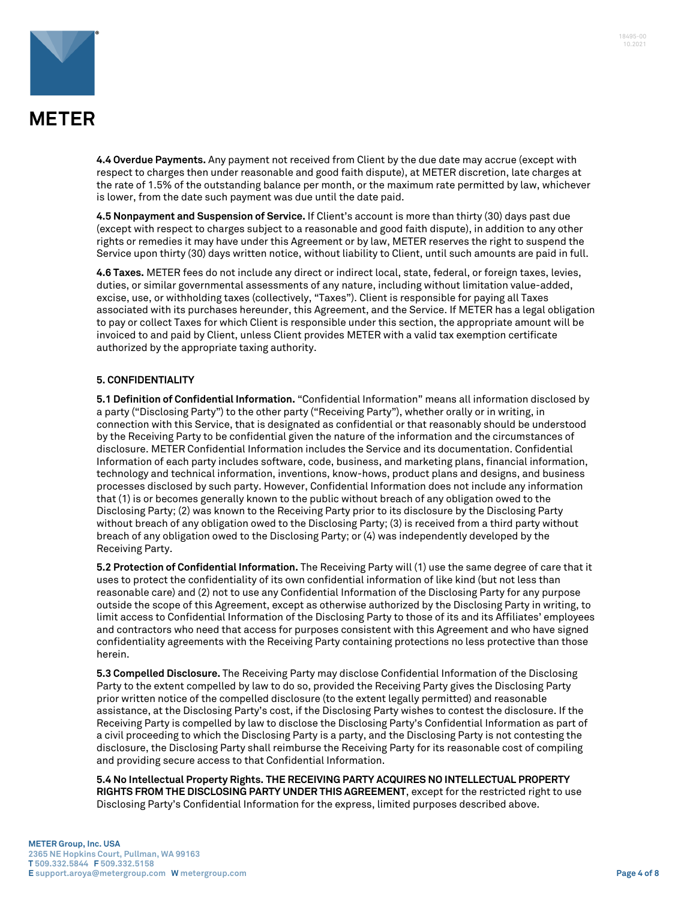**4.4 Overdue Payments.** Any payment not received from Client by the due date may accrue (except with respect to charges then under reasonable and good faith dispute), at METER discretion, late charges at the rate of 1.5% of the outstanding balance per month, or the maximum rate permitted by law, whichever is lower, from the date such payment was due until the date paid.

**4.5 Nonpayment and Suspension of Service.** If Client's account is more than thirty (30) days past due (except with respect to charges subject to a reasonable and good faith dispute), in addition to any other rights or remedies it may have under this Agreement or by law, METER reserves the right to suspend the Service upon thirty (30) days written notice, without liability to Client, until such amounts are paid in full.

**4.6 Taxes.** METER fees do not include any direct or indirect local, state, federal, or foreign taxes, levies, duties, or similar governmental assessments of any nature, including without limitation value-added, excise, use, or withholding taxes (collectively, "Taxes"). Client is responsible for paying all Taxes associated with its purchases hereunder, this Agreement, and the Service. If METER has a legal obligation to pay or collect Taxes for which Client is responsible under this section, the appropriate amount will be invoiced to and paid by Client, unless Client provides METER with a valid tax exemption certificate authorized by the appropriate taxing authority.

## 5. CONFIDENTIALITY

**5.1 Definition of Confidential Information.** "Confidential Information" means all information disclosed by a party ("Disclosing Party") to the other party ("Receiving Party"), whether orally or in writing, in connection with this Service, that is designated as confidential or that reasonably should be understood by the Receiving Party to be confidential given the nature of the information and the circumstances of disclosure. METER Confidential Information includes the Service and its documentation. Confidential Information of each party includes software, code, business, and marketing plans, financial information, technology and technical information, inventions, know-hows, product plans and designs, and business processes disclosed by such party. However, Confidential Information does not include any information that (1) is or becomes generally known to the public without breach of any obligation owed to the Disclosing Party; (2) was known to the Receiving Party prior to its disclosure by the Disclosing Party without breach of any obligation owed to the Disclosing Party; (3) is received from a third party without breach of any obligation owed to the Disclosing Party; or (4) was independently developed by the Receiving Party.

**5.2 Protection of Confidential Information.** The Receiving Party will (1) use the same degree of care that it uses to protect the confidentiality of its own confidential information of like kind (but not less than reasonable care) and (2) not to use any Confidential Information of the Disclosing Party for any purpose outside the scope of this Agreement, except as otherwise authorized by the Disclosing Party in writing, to limit access to Confidential Information of the Disclosing Party to those of its and its Affiliates' employees and contractors who need that access for purposes consistent with this Agreement and who have signed confidentiality agreements with the Receiving Party containing protections no less protective than those herein.

**5.3 Compelled Disclosure.** The Receiving Party may disclose Confidential Information of the Disclosing Party to the extent compelled by law to do so, provided the Receiving Party gives the Disclosing Party prior written notice of the compelled disclosure (to the extent legally permitted) and reasonable assistance, at the Disclosing Party's cost, if the Disclosing Party wishes to contest the disclosure. If the Receiving Party is compelled by law to disclose the Disclosing Party's Confidential Information as part of a civil proceeding to which the Disclosing Party is a party, and the Disclosing Party is not contesting the disclosure, the Disclosing Party shall reimburse the Receiving Party for its reasonable cost of compiling and providing secure access to that Confidential Information.

**5.4 No Intellectual Property Rights. THE RECEIVING PARTY ACQUIRES NO INTELLECTUAL PROPERTY RIGHTS FROM THE DISCLOSING PARTY UNDER THIS AGREEMENT**, except for the restricted right to use Disclosing Party's Confidential Information for the express, limited purposes described above.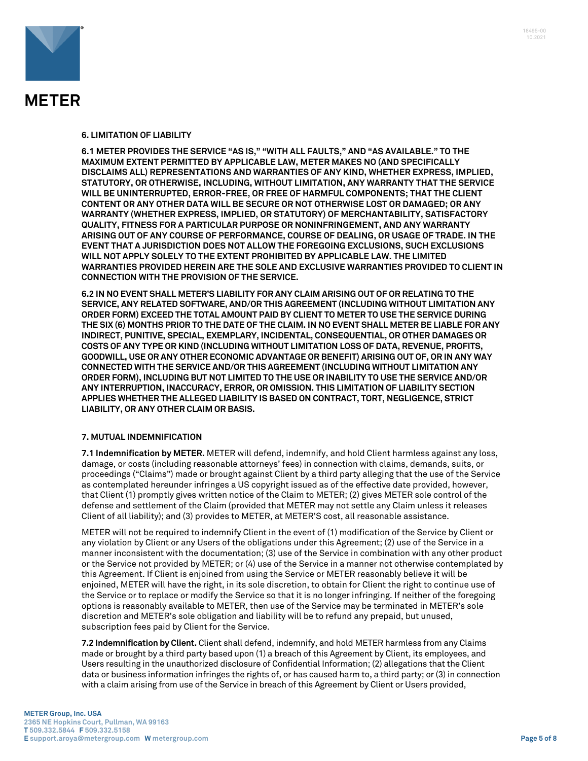## 6. LIMITATION OF LIABILITY

**6.1 METER PROVIDES THE SERVICE "AS IS," "WITH ALL FAULTS," AND "AS AVAILABLE." TO THE MAXIMUM EXTENT PERMITTED BY APPLICABLE LAW, METER MAKES NO (AND SPECIFICALLY DISCLAIMS ALL) REPRESENTATIONS AND WARRANTIES OF ANY KIND, WHETHER EXPRESS, IMPLIED, STATUTORY, OR OTHERWISE, INCLUDING, WITHOUT LIMITATION, ANY WARRANTY THAT THE SERVICE WILL BE UNINTERRUPTED, ERROR-FREE, OR FREE OF HARMFUL COMPONENTS; THAT THE CLIENT CONTENT OR ANY OTHER DATA WILL BE SECURE OR NOT OTHERWISE LOST OR DAMAGED; OR ANY WARRANTY (WHETHER EXPRESS, IMPLIED, OR STATUTORY) OF MERCHANTABILITY, SATISFACTORY QUALITY, FITNESS FOR A PARTICULAR PURPOSE OR NONINFRINGEMENT, AND ANY WARRANTY ARISING OUT OF ANY COURSE OF PERFORMANCE, COURSE OF DEALING, OR USAGE OF TRADE. IN THE EVENT THAT A JURISDICTION DOES NOT ALLOW THE FOREGOING EXCLUSIONS, SUCH EXCLUSIONS WILL NOT APPLY SOLELY TO THE EXTENT PROHIBITED BY APPLICABLE LAW. THE LIMITED WARRANTIES PROVIDED HEREIN ARE THE SOLE AND EXCLUSIVE WARRANTIES PROVIDED TO CLIENT IN CONNECTION WITH THE PROVISION OF THE SERVICE.**

**6.2 IN NO EVENT SHALL METER'S LIABILITY FOR ANY CLAIM ARISING OUT OF OR RELATING TO THE SERVICE, ANY RELATED SOFTWARE, AND/OR THIS AGREEMENT (INCLUDING WITHOUT LIMITATION ANY ORDER FORM) EXCEED THE TOTAL AMOUNT PAID BY CLIENT TO METER TO USE THE SERVICE DURING THE SIX (6) MONTHS PRIOR TO THE DATE OF THE CLAIM. IN NO EVENT SHALL METER BE LIABLE FOR ANY INDIRECT, PUNITIVE, SPECIAL, EXEMPLARY, INCIDENTAL, CONSEQUENTIAL, OR OTHER DAMAGES OR COSTS OF ANY TYPE OR KIND (INCLUDING WITHOUT LIMITATION LOSS OF DATA, REVENUE, PROFITS, GOODWILL, USE OR ANY OTHER ECONOMIC ADVANTAGE OR BENEFIT) ARISING OUT OF, OR IN ANY WAY CONNECTED WITH THE SERVICE AND/OR THIS AGREEMENT (INCLUDING WITHOUT LIMITATION ANY ORDER FORM), INCLUDING BUT NOT LIMITED TO THE USE OR INABILITY TO USE THE SERVICE AND/OR ANY INTERRUPTION, INACCURACY, ERROR, OR OMISSION. THIS LIMITATION OF LIABILITY SECTION APPLIES WHETHER THE ALLEGED LIABILITY IS BASED ON CONTRACT, TORT, NEGLIGENCE, STRICT LIABILITY, OR ANY OTHER CLAIM OR BASIS.**

## 7. MUTUAL INDEMNIFICATION

**7.1 Indemnification by METER.** METER will defend, indemnify, and hold Client harmless against any loss, damage, or costs (including reasonable attorneys' fees) in connection with claims, demands, suits, or proceedings ("Claims") made or brought against Client by a third party alleging that the use of the Service as contemplated hereunder infringes a US copyright issued as of the effective date provided, however, that Client (1) promptly gives written notice of the Claim to METER; (2) gives METER sole control of the defense and settlement of the Claim (provided that METER may not settle any Claim unless it releases Client of all liability); and (3) provides to METER, at METER'S cost, all reasonable assistance.

METER will not be required to indemnify Client in the event of (1) modification of the Service by Client or any violation by Client or any Users of the obligations under this Agreement; (2) use of the Service in a manner inconsistent with the documentation; (3) use of the Service in combination with any other product or the Service not provided by METER; or (4) use of the Service in a manner not otherwise contemplated by this Agreement. If Client is enjoined from using the Service or METER reasonably believe it will be enjoined, METER will have the right, in its sole discretion, to obtain for Client the right to continue use of the Service or to replace or modify the Service so that it is no longer infringing. If neither of the foregoing options is reasonably available to METER, then use of the Service may be terminated in METER's sole discretion and METER's sole obligation and liability will be to refund any prepaid, but unused, subscription fees paid by Client for the Service.

**7.2 Indemnification by Client.** Client shall defend, indemnify, and hold METER harmless from any Claims made or brought by a third party based upon (1) a breach of this Agreement by Client, its employees, and Users resulting in the unauthorized disclosure of Confidential Information; (2) allegations that the Client data or business information infringes the rights of, or has caused harm to, a third party; or (3) in connection with a claim arising from use of the Service in breach of this Agreement by Client or Users provided,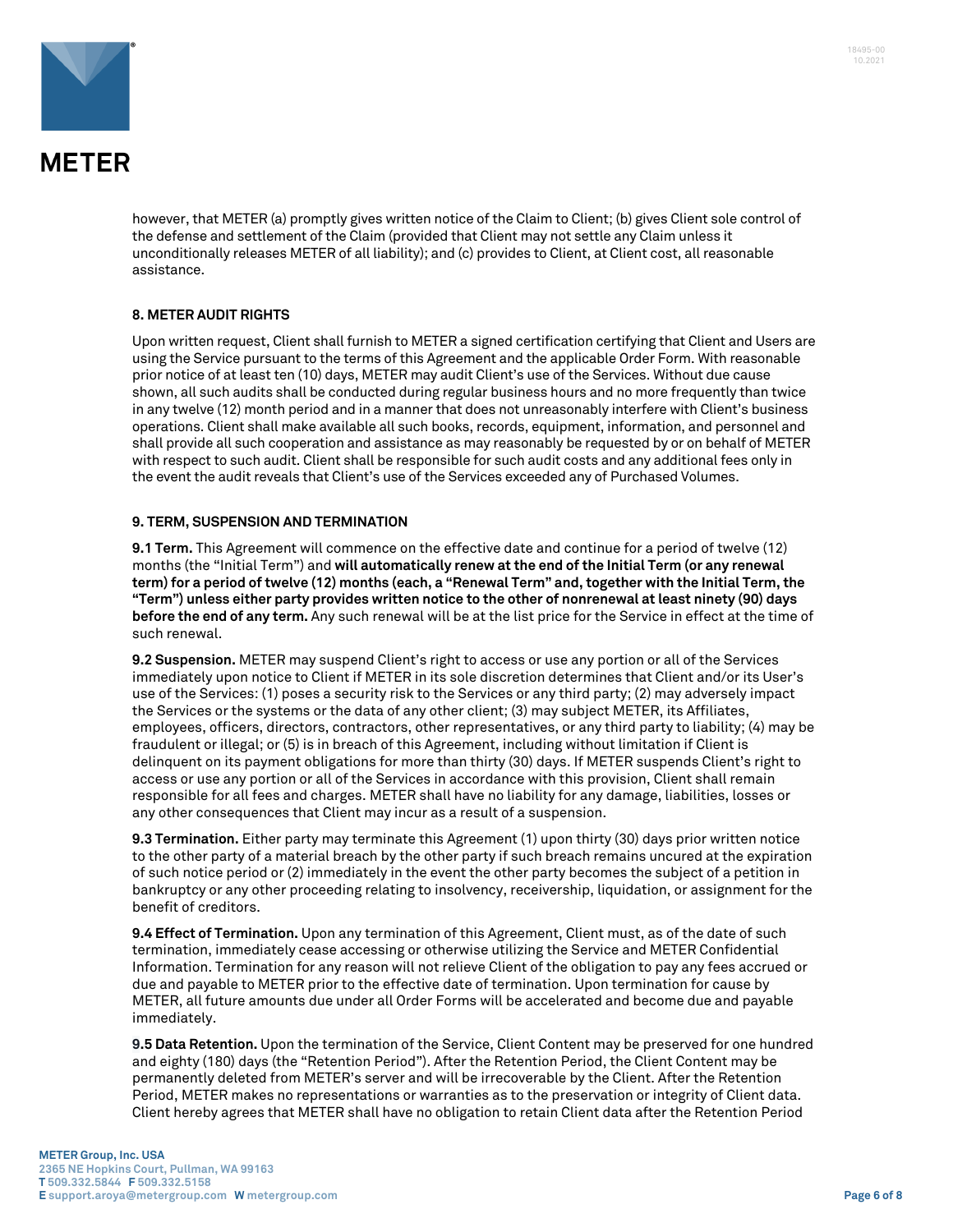however, that METER (a) promptly gives written notice of the Claim to Client; (b) gives Client sole control of the defense and settlement of the Claim (provided that Client may not settle any Claim unless it unconditionally releases METER of all liability); and (c) provides to Client, at Client cost, all reasonable assistance.

### 8. METER AUDIT RIGHTS

Upon written request, Client shall furnish to METER a signed certification certifying that Client and Users are using the Service pursuant to the terms of this Agreement and the applicable Order Form. With reasonable prior notice of at least ten (10) days, METER may audit Client's use of the Services. Without due cause shown, all such audits shall be conducted during regular business hours and no more frequently than twice in any twelve (12) month period and in a manner that does not unreasonably interfere with Client's business operations. Client shall make available all such books, records, equipment, information, and personnel and shall provide all such cooperation and assistance as may reasonably be requested by or on behalf of METER with respect to such audit. Client shall be responsible for such audit costs and any additional fees only in the event the audit reveals that Client's use of the Services exceeded any of Purchased Volumes.

### 9. TERM, SUSPENSION AND TERMINATION

**9.1 Term.** This Agreement will commence on the effective date and continue for a period of twelve (12) months (the "Initial Term") and **will automatically renew at the end of the Initial Term (or any renewal term) for a period of twelve (12) months (each, a "Renewal Term" and, together with the Initial Term, the "Term") unless either party provides written notice to the other of nonrenewal at least ninety (90) days before the end of any term.** Any such renewal will be at the list price for the Service in effect at the time of such renewal.

**9.2 Suspension.** METER may suspend Client's right to access or use any portion or all of the Services immediately upon notice to Client if METER in its sole discretion determines that Client and/or its User's use of the Services: (1) poses a security risk to the Services or any third party; (2) may adversely impact the Services or the systems or the data of any other client; (3) may subject METER, its Affiliates, employees, officers, directors, contractors, other representatives, or any third party to liability; (4) may be fraudulent or illegal; or (5) is in breach of this Agreement, including without limitation if Client is delinquent on its payment obligations for more than thirty (30) days. If METER suspends Client's right to access or use any portion or all of the Services in accordance with this provision, Client shall remain responsible for all fees and charges. METER shall have no liability for any damage, liabilities, losses or any other consequences that Client may incur as a result of a suspension.

**9.3 Termination.** Either party may terminate this Agreement (1) upon thirty (30) days prior written notice to the other party of a material breach by the other party if such breach remains uncured at the expiration of such notice period or (2) immediately in the event the other party becomes the subject of a petition in bankruptcy or any other proceeding relating to insolvency, receivership, liquidation, or assignment for the benefit of creditors.

**9.4 Effect of Termination.** Upon any termination of this Agreement, Client must, as of the date of such termination, immediately cease accessing or otherwise utilizing the Service and METER Confidential Information. Termination for any reason will not relieve Client of the obligation to pay any fees accrued or due and payable to METER prior to the effective date of termination. Upon termination for cause by METER, all future amounts due under all Order Forms will be accelerated and become due and payable immediately.

**9.5 Data Retention.** Upon the termination of the Service, Client Content may be preserved for one hundred and eighty (180) days (the "Retention Period"). After the Retention Period, the Client Content may be permanently deleted from METER's server and will be irrecoverable by the Client. After the Retention Period, METER makes no representations or warranties as to the preservation or integrity of Client data. Client hereby agrees that METER shall have no obligation to retain Client data after the Retention Period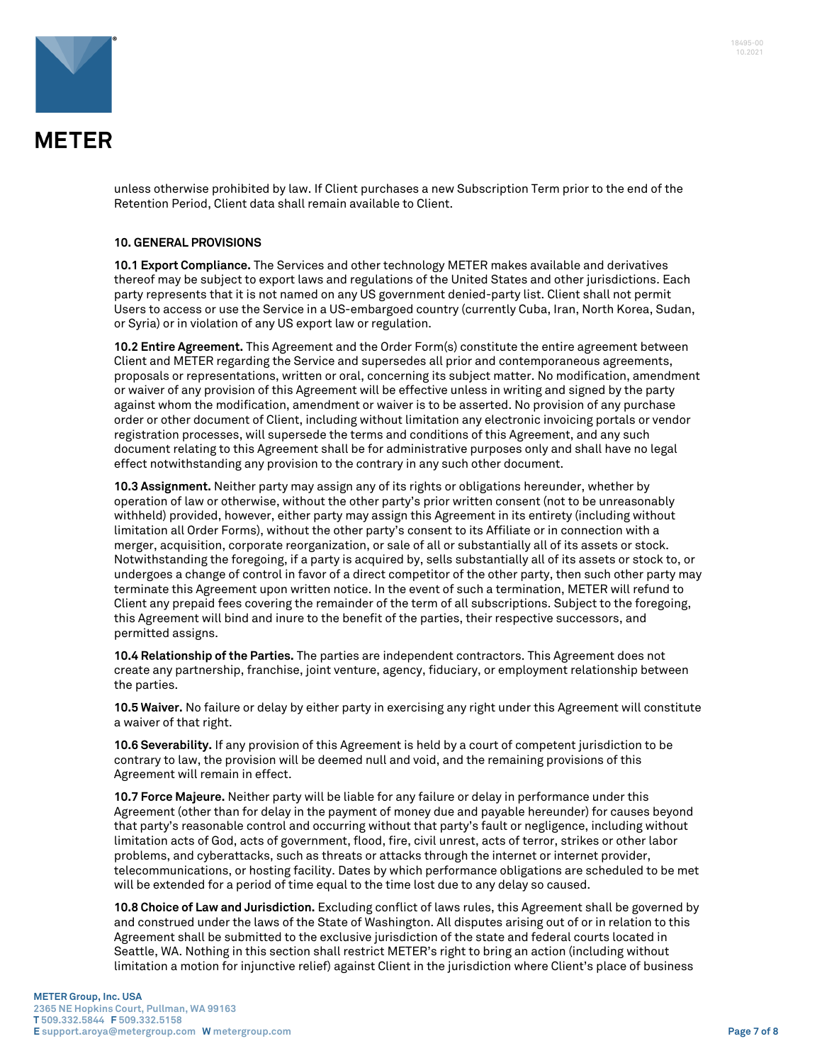unless otherwise prohibited by law. If Client purchases a new Subscription Term prior to the end of the Retention Period, Client data shall remain available to Client.

**10. GENERAL PROVISIONS**

**10.1 Export Compliance.** The Services and other technology METER makes available and derivatives thereof may be subject to export laws and regulations of the United States and other jurisdictions. Each party represents that it is not named on any US government denied-party list. Client shall not permit Users to access or use the Service in a US-embargoed country (currently Cuba, Iran, North Korea, Sudan, or Syria) or in violation of any US export law or regulation.

**10.2 Entire Agreement.** This Agreement and the Order Form(s) constitute the entire agreement between Client and METER regarding the Service and supersedes all prior and contemporaneous agreements, proposals or representations, written or oral, concerning its subject matter. No modification, amendment or waiver of any provision of this Agreement will be effective unless in writing and signed by the party against whom the modification, amendment or waiver is to be asserted. No provision of any purchase order or other document of Client, including without limitation any electronic invoicing portals or vendor registration processes, will supersede the terms and conditions of this Agreement, and any such document relating to this Agreement shall be for administrative purposes only and shall have no legal effect notwithstanding any provision to the contrary in any such other document.

**10.3 Assignment.** Neither party may assign any of its rights or obligations hereunder, whether by operation of law or otherwise, without the other party's prior written consent (not to be unreasonably withheld) provided, however, either party may assign this Agreement in its entirety (including without limitation all Order Forms), without the other party's consent to its Affiliate or in connection with a merger, acquisition, corporate reorganization, or sale of all or substantially all of its assets or stock. Notwithstanding the foregoing, if a party is acquired by, sells substantially all of its assets or stock to, or undergoes a change of control in favor of a direct competitor of the other party, then such other party may terminate this Agreement upon written notice. In the event of such a termination, METER will refund to Client any prepaid fees covering the remainder of the term of all subscriptions. Subject to the foregoing, this Agreement will bind and inure to the benefit of the parties, their respective successors, and permitted assigns.

**10.4 Relationship of the Parties.** The parties are independent contractors. This Agreement does not create any partnership, franchise, joint venture, agency, fiduciary, or employment relationship between the parties.

**10.5 Waiver.** No failure or delay by either party in exercising any right under this Agreement will constitute a waiver of that right.

**10.6 Severability.** If any provision of this Agreement is held by a court of competent jurisdiction to be contrary to law, the provision will be deemed null and void, and the remaining provisions of this Agreement will remain in effect.

**10.7 Force Majeure.** Neither party will be liable for any failure or delay in performance under this Agreement (other than for delay in the payment of money due and payable hereunder) for causes beyond that party's reasonable control and occurring without that party's fault or negligence, including without limitation acts of God, acts of government, flood, fire, civil unrest, acts of terror, strikes or other labor problems, and cyberattacks, such as threats or attacks through the internet or internet provider, telecommunications, or hosting facility. Dates by which performance obligations are scheduled to be met will be extended for a period of time equal to the time lost due to any delay so caused.

**10.8 Choice of Law and Jurisdiction.** Excluding conflict of laws rules, this Agreement shall be governed by and construed under the laws of the State of Washington. All disputes arising out of or in relation to this Agreement shall be submitted to the exclusive jurisdiction of the state and federal courts located in Seattle, WA. Nothing in this section shall restrict METER's right to bring an action (including without limitation a motion for injunctive relief) against Client in the jurisdiction where Client's place of business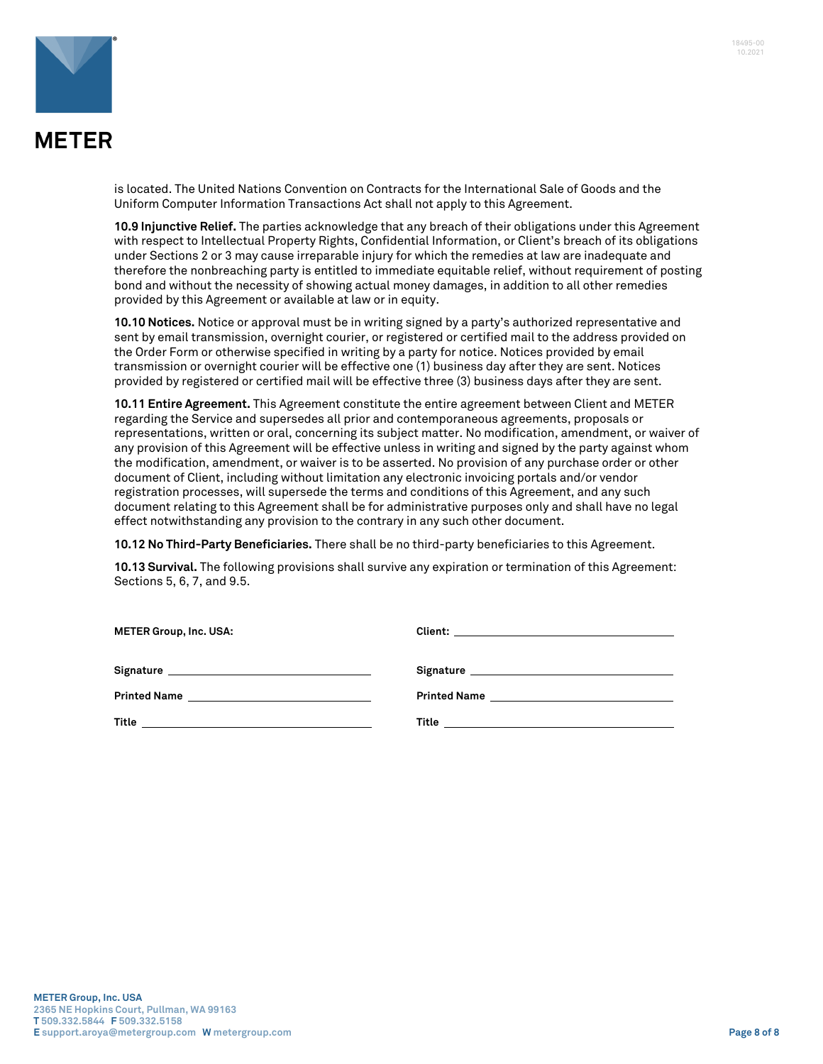is located. The United Nations Convention on Contracts for the International Sale of Goods and the Uniform Computer Information Transactions Act shall not apply to this Agreement.

**10.9 Injunctive Relief.** The parties acknowledge that any breach of their obligations under this Agreement with respect to Intellectual Property Rights, Confidential Information, or Client's breach of its obligations under Sections 2 or 3 may cause irreparable injury for which the remedies at law are inadequate and therefore the nonbreaching party is entitled to immediate equitable relief, without requirement of posting bond and without the necessity of showing actual money damages, in addition to all other remedies provided by this Agreement or available at law or in equity.

**10.10 Notices.** Notice or approval must be in writing signed by a party's authorized representative and sent by email transmission, overnight courier, or registered or certified mail to the address provided on the Order Form or otherwise specified in writing by a party for notice. Notices provided by email transmission or overnight courier will be effective one (1) business day after they are sent. Notices provided by registered or certified mail will be effective three (3) business days after they are sent.

**10.11 Entire Agreement.** This Agreement constitute the entire agreement between Client and METER regarding the Service and supersedes all prior and contemporaneous agreements, proposals or representations, written or oral, concerning its subject matter. No modification, amendment, or waiver of any provision of this Agreement will be effective unless in writing and signed by the party against whom the modification, amendment, or waiver is to be asserted. No provision of any purchase order or other document of Client, including without limitation any electronic invoicing portals and/or vendor registration processes, will supersede the terms and conditions of this Agreement, and any such document relating to this Agreement shall be for administrative purposes only and shall have no legal effect notwithstanding any provision to the contrary in any such other document.

**10.12 No Third-Party Beneficiaries.** There shall be no third-party beneficiaries to this Agreement.

**10.13 Survival.** The following provisions shall survive any expiration or termination of this Agreement: Sections 5, 6, 7, and 9.5.

| **METER Group, Inc. USA:** | **Client:** ______________________ |
| --- | --- |
| **Signature** ______________________ | **Signature** ______________________ |
| **Printed Name** ______________________ | **Printed Name** ______________________ |
| **Title** ______________________ | **Title** ______________________ |